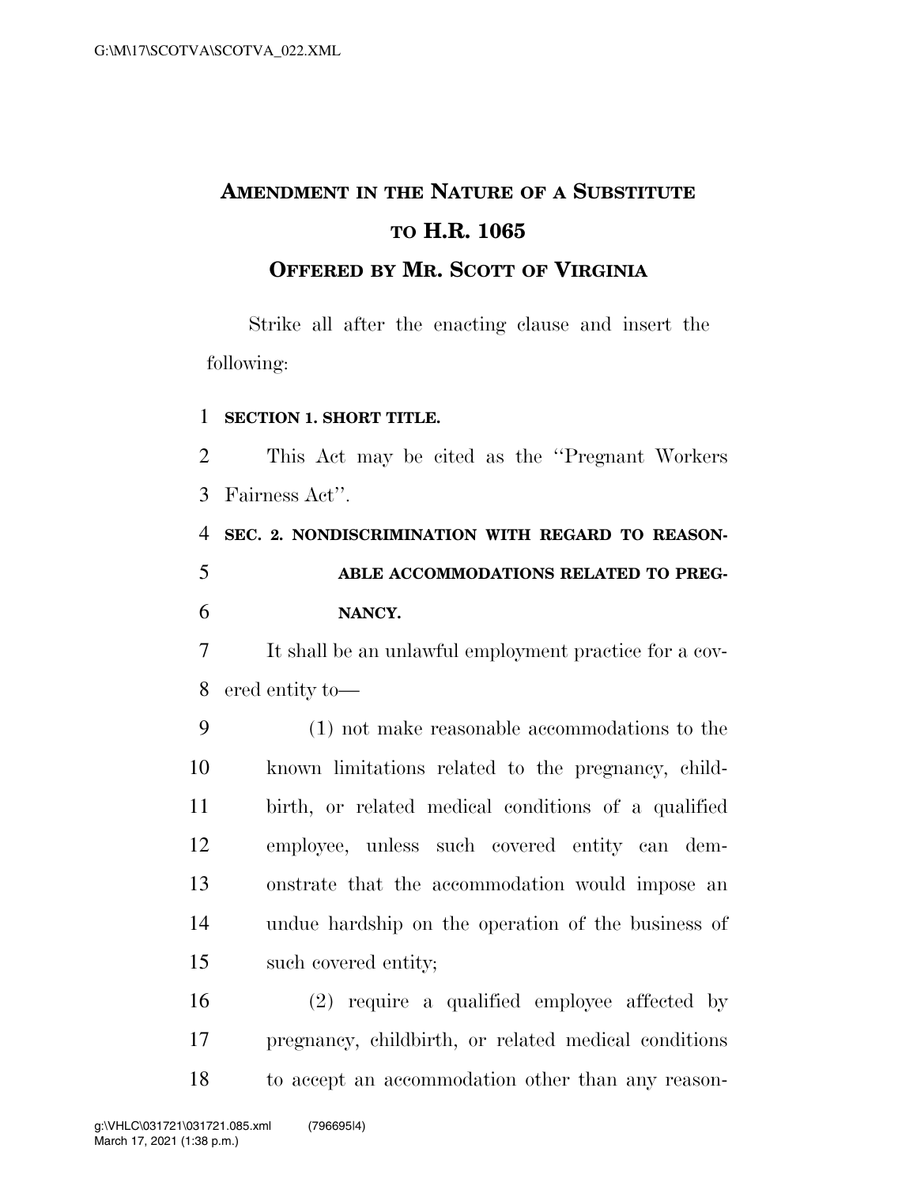# AMENDMENT IN THE NATURE OF A SUBSTITUTE TO H.R. 1065

## OFFERED BY MR. SCOTT OF VIRGINIA

Strike all after the enacting clause and insert the following:

**SECTION 1. SHORT TITLE.**

This Act may be cited as the ''Pregnant Workers Fairness Act''.

**SEC. 2. NONDISCRIMINATION WITH REGARD TO REASONABLE ACCOMMODATIONS RELATED TO PREGNANCY.**

It shall be an unlawful employment practice for a covered entity to—

(1) not make reasonable accommodations to the known limitations related to the pregnancy, childbirth, or related medical conditions of a qualified employee, unless such covered entity can demonstrate that the accommodation would impose an undue hardship on the operation of the business of such covered entity;

(2) require a qualified employee affected by pregnancy, childbirth, or related medical conditions to accept an accommodation other than any reason-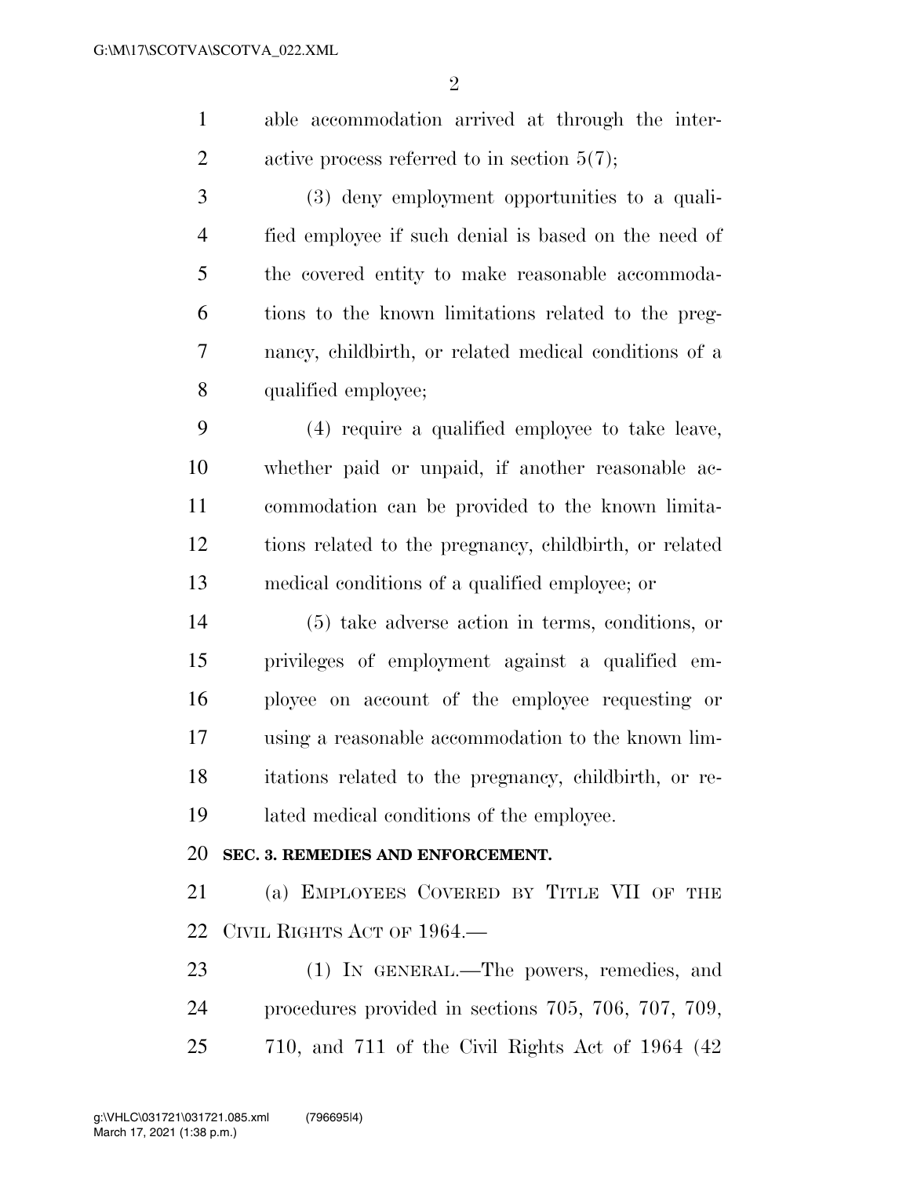able accommodation arrived at through the interactive process referred to in section 5(7);

(3) deny employment opportunities to a qualified employee if such denial is based on the need of the covered entity to make reasonable accommodations to the known limitations related to the pregnancy, childbirth, or related medical conditions of a qualified employee;

(4) require a qualified employee to take leave, whether paid or unpaid, if another reasonable accommodation can be provided to the known limitations related to the pregnancy, childbirth, or related medical conditions of a qualified employee; or

(5) take adverse action in terms, conditions, or privileges of employment against a qualified employee on account of the employee requesting or using a reasonable accommodation to the known limitations related to the pregnancy, childbirth, or related medical conditions of the employee.

**SEC. 3. REMEDIES AND ENFORCEMENT.**

(a) EMPLOYEES COVERED BY TITLE VII OF THE CIVIL RIGHTS ACT OF 1964.—

(1) IN GENERAL.—The powers, remedies, and procedures provided in sections 705, 706, 707, 709, 710, and 711 of the Civil Rights Act of 1964 (42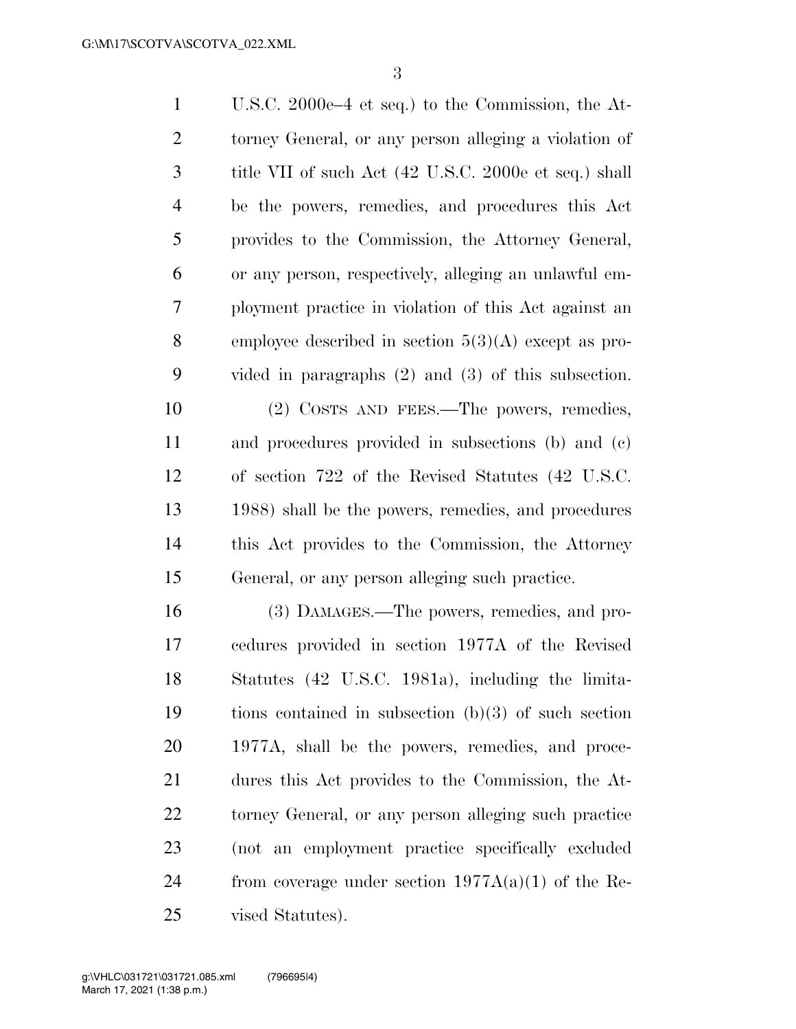U.S.C. 2000e–4 et seq.) to the Commission, the Attorney General, or any person alleging a violation of title VII of such Act (42 U.S.C. 2000e et seq.) shall be the powers, remedies, and procedures this Act provides to the Commission, the Attorney General, or any person, respectively, alleging an unlawful employment practice in violation of this Act against an employee described in section 5(3)(A) except as provided in paragraphs (2) and (3) of this subsection.

(2) COSTS AND FEES.—The powers, remedies, and procedures provided in subsections (b) and (c) of section 722 of the Revised Statutes (42 U.S.C. 1988) shall be the powers, remedies, and procedures this Act provides to the Commission, the Attorney General, or any person alleging such practice.

(3) DAMAGES.—The powers, remedies, and procedures provided in section 1977A of the Revised Statutes (42 U.S.C. 1981a), including the limitations contained in subsection (b)(3) of such section 1977A, shall be the powers, remedies, and procedures this Act provides to the Commission, the Attorney General, or any person alleging such practice (not an employment practice specifically excluded from coverage under section 1977A(a)(1) of the Revised Statutes).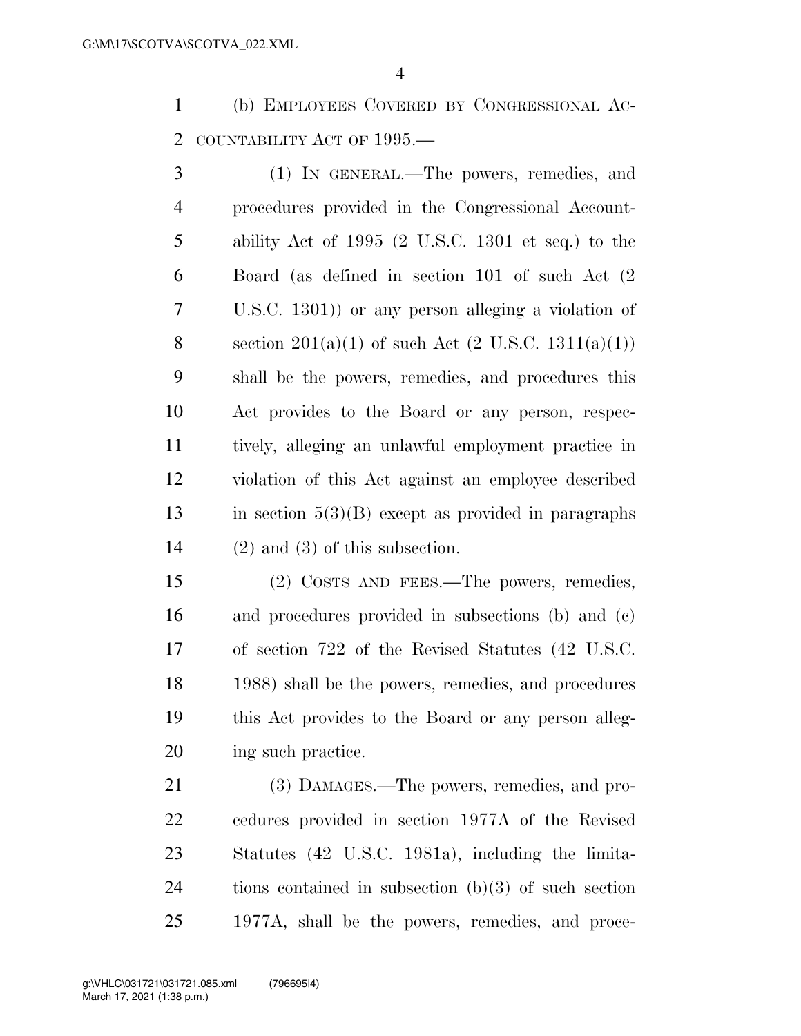(b) EMPLOYEES COVERED BY CONGRESSIONAL ACCOUNTABILITY ACT OF 1995.—

(1) IN GENERAL.—The powers, remedies, and procedures provided in the Congressional Accountability Act of 1995 (2 U.S.C. 1301 et seq.) to the Board (as defined in section 101 of such Act (2 U.S.C. 1301)) or any person alleging a violation of section 201(a)(1) of such Act (2 U.S.C. 1311(a)(1)) shall be the powers, remedies, and procedures this Act provides to the Board or any person, respectively, alleging an unlawful employment practice in violation of this Act against an employee described in section 5(3)(B) except as provided in paragraphs (2) and (3) of this subsection.

(2) COSTS AND FEES.—The powers, remedies, and procedures provided in subsections (b) and (c) of section 722 of the Revised Statutes (42 U.S.C. 1988) shall be the powers, remedies, and procedures this Act provides to the Board or any person alleging such practice.

(3) DAMAGES.—The powers, remedies, and procedures provided in section 1977A of the Revised Statutes (42 U.S.C. 1981a), including the limitations contained in subsection (b)(3) of such section 1977A, shall be the powers, remedies, and proce-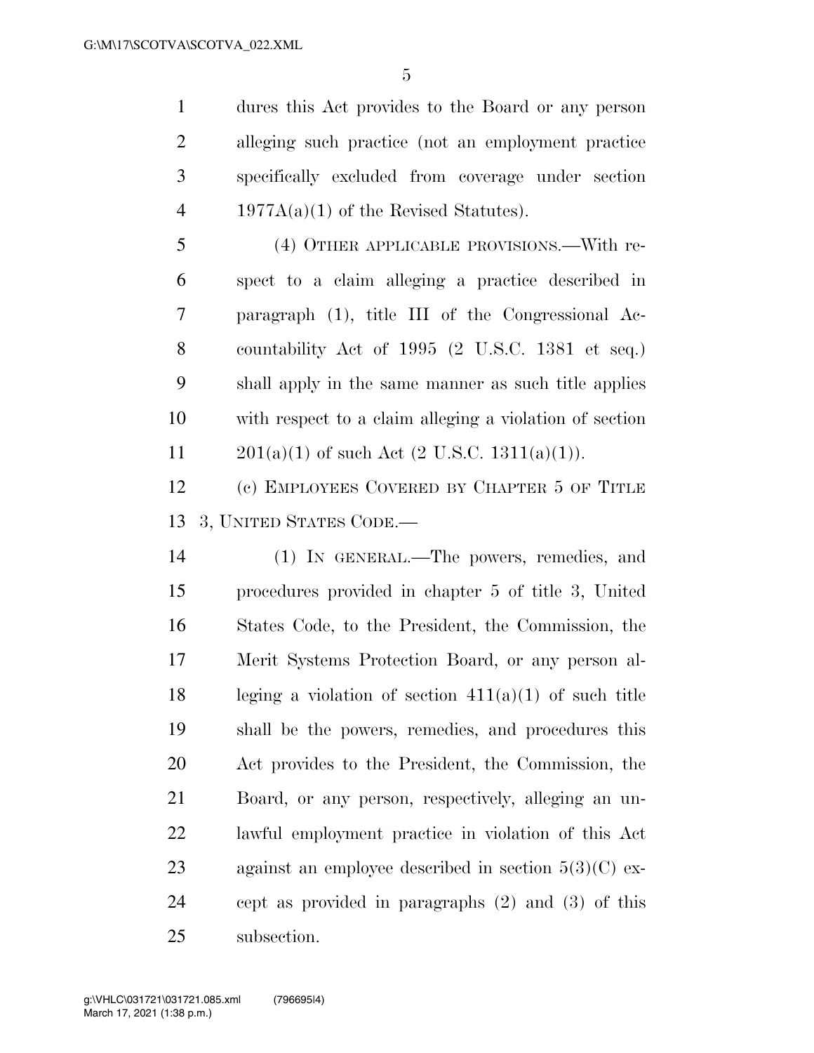dures this Act provides to the Board or any person alleging such practice (not an employment practice specifically excluded from coverage under section 1977A(a)(1) of the Revised Statutes).

(4) OTHER APPLICABLE PROVISIONS.—With respect to a claim alleging a practice described in paragraph (1), title III of the Congressional Accountability Act of 1995 (2 U.S.C. 1381 et seq.) shall apply in the same manner as such title applies with respect to a claim alleging a violation of section 201(a)(1) of such Act (2 U.S.C. 1311(a)(1)).

(c) EMPLOYEES COVERED BY CHAPTER 5 OF TITLE 3, UNITED STATES CODE.—

(1) IN GENERAL.—The powers, remedies, and procedures provided in chapter 5 of title 3, United States Code, to the President, the Commission, the Merit Systems Protection Board, or any person alleging a violation of section 411(a)(1) of such title shall be the powers, remedies, and procedures this Act provides to the President, the Commission, the Board, or any person, respectively, alleging an unlawful employment practice in violation of this Act against an employee described in section 5(3)(C) except as provided in paragraphs (2) and (3) of this subsection.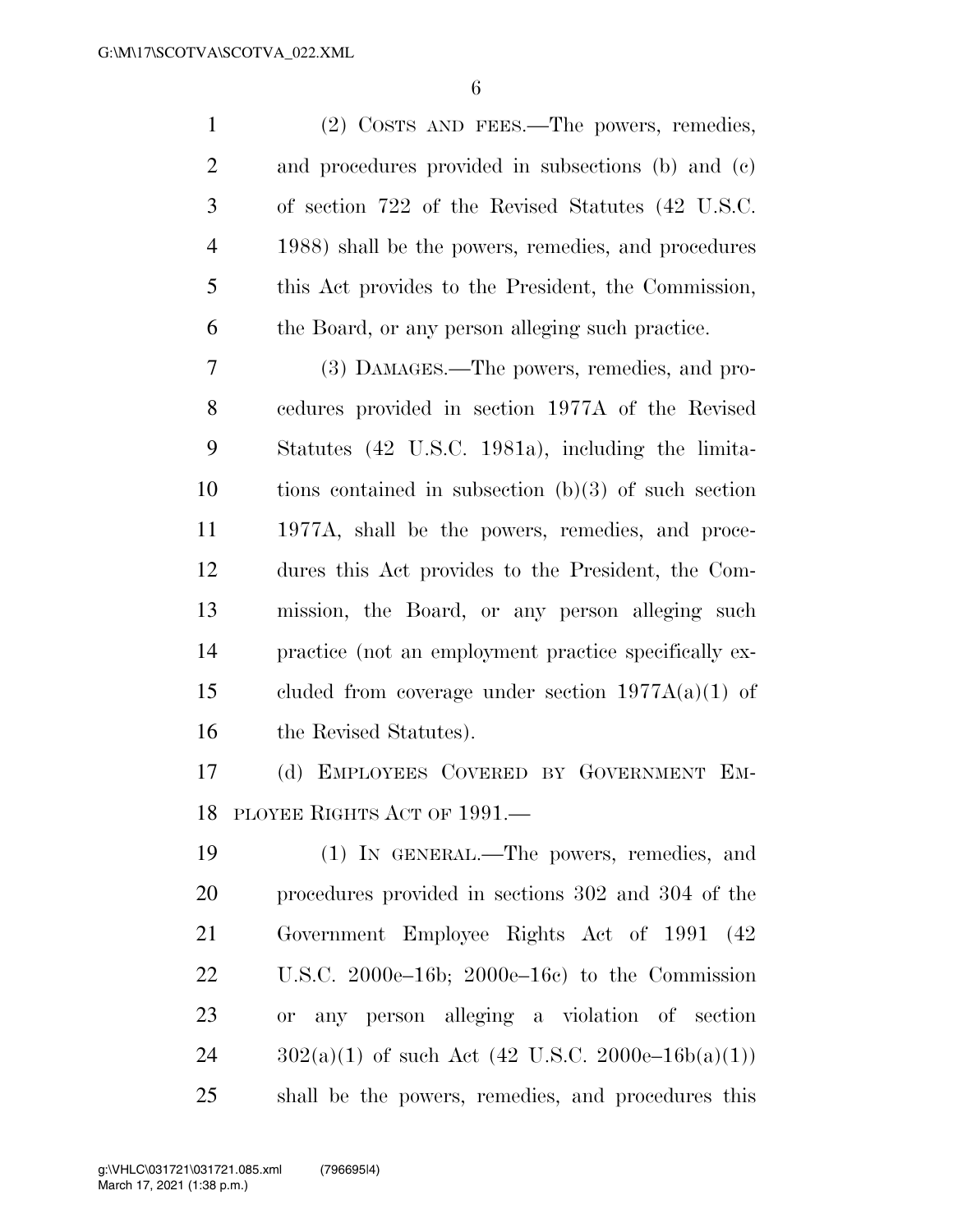(2) Costs and fees.—The powers, remedies, and procedures provided in subsections (b) and (c) of section 722 of the Revised Statutes (42 U.S.C. 1988) shall be the powers, remedies, and procedures this Act provides to the President, the Commission, the Board, or any person alleging such practice.

(3) Damages.—The powers, remedies, and procedures provided in section 1977A of the Revised Statutes (42 U.S.C. 1981a), including the limitations contained in subsection (b)(3) of such section 1977A, shall be the powers, remedies, and procedures this Act provides to the President, the Commission, the Board, or any person alleging such practice (not an employment practice specifically excluded from coverage under section 1977A(a)(1) of the Revised Statutes).

(d) Employees Covered by Government Employee Rights Act of 1991.—

(1) In general.—The powers, remedies, and procedures provided in sections 302 and 304 of the Government Employee Rights Act of 1991 (42 U.S.C. 2000e–16b; 2000e–16c) to the Commission or any person alleging a violation of section 302(a)(1) of such Act (42 U.S.C. 2000e–16b(a)(1)) shall be the powers, remedies, and procedures this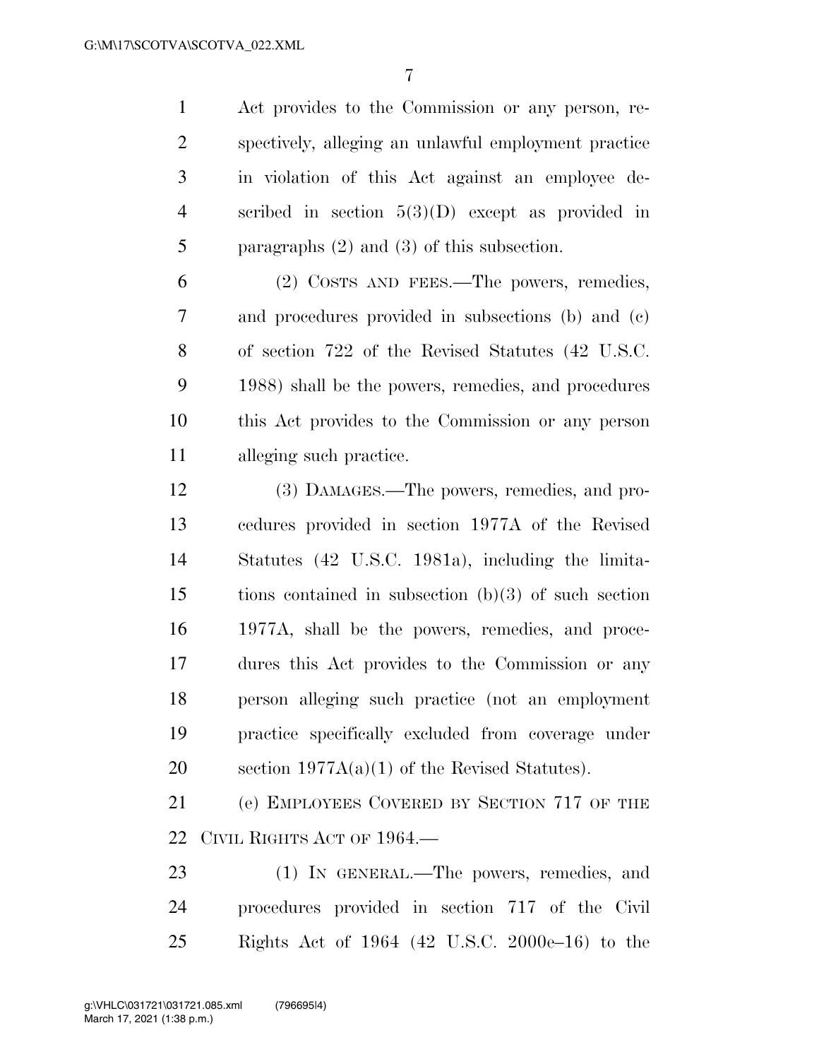Act provides to the Commission or any person, respectively, alleging an unlawful employment practice in violation of this Act against an employee described in section 5(3)(D) except as provided in paragraphs (2) and (3) of this subsection.

(2) COSTS AND FEES.—The powers, remedies, and procedures provided in subsections (b) and (c) of section 722 of the Revised Statutes (42 U.S.C. 1988) shall be the powers, remedies, and procedures this Act provides to the Commission or any person alleging such practice.

(3) DAMAGES.—The powers, remedies, and procedures provided in section 1977A of the Revised Statutes (42 U.S.C. 1981a), including the limitations contained in subsection (b)(3) of such section 1977A, shall be the powers, remedies, and procedures this Act provides to the Commission or any person alleging such practice (not an employment practice specifically excluded from coverage under section 1977A(a)(1) of the Revised Statutes).

(e) EMPLOYEES COVERED BY SECTION 717 OF THE CIVIL RIGHTS ACT OF 1964.—

(1) IN GENERAL.—The powers, remedies, and procedures provided in section 717 of the Civil Rights Act of 1964 (42 U.S.C. 2000e–16) to the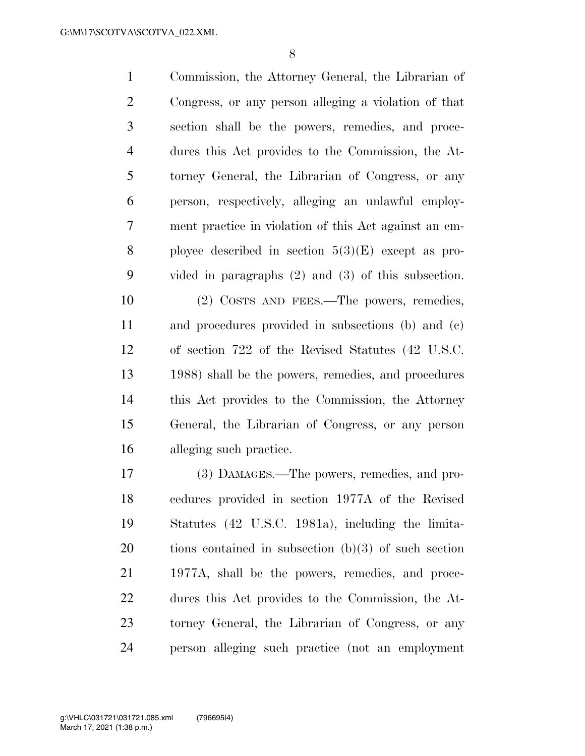Commission, the Attorney General, the Librarian of Congress, or any person alleging a violation of that section shall be the powers, remedies, and procedures this Act provides to the Commission, the Attorney General, the Librarian of Congress, or any person, respectively, alleging an unlawful employment practice in violation of this Act against an employee described in section 5(3)(E) except as provided in paragraphs (2) and (3) of this subsection.

(2) COSTS AND FEES.—The powers, remedies, and procedures provided in subsections (b) and (c) of section 722 of the Revised Statutes (42 U.S.C. 1988) shall be the powers, remedies, and procedures this Act provides to the Commission, the Attorney General, the Librarian of Congress, or any person alleging such practice.

(3) DAMAGES.—The powers, remedies, and procedures provided in section 1977A of the Revised Statutes (42 U.S.C. 1981a), including the limitations contained in subsection (b)(3) of such section 1977A, shall be the powers, remedies, and procedures this Act provides to the Commission, the Attorney General, the Librarian of Congress, or any person alleging such practice (not an employment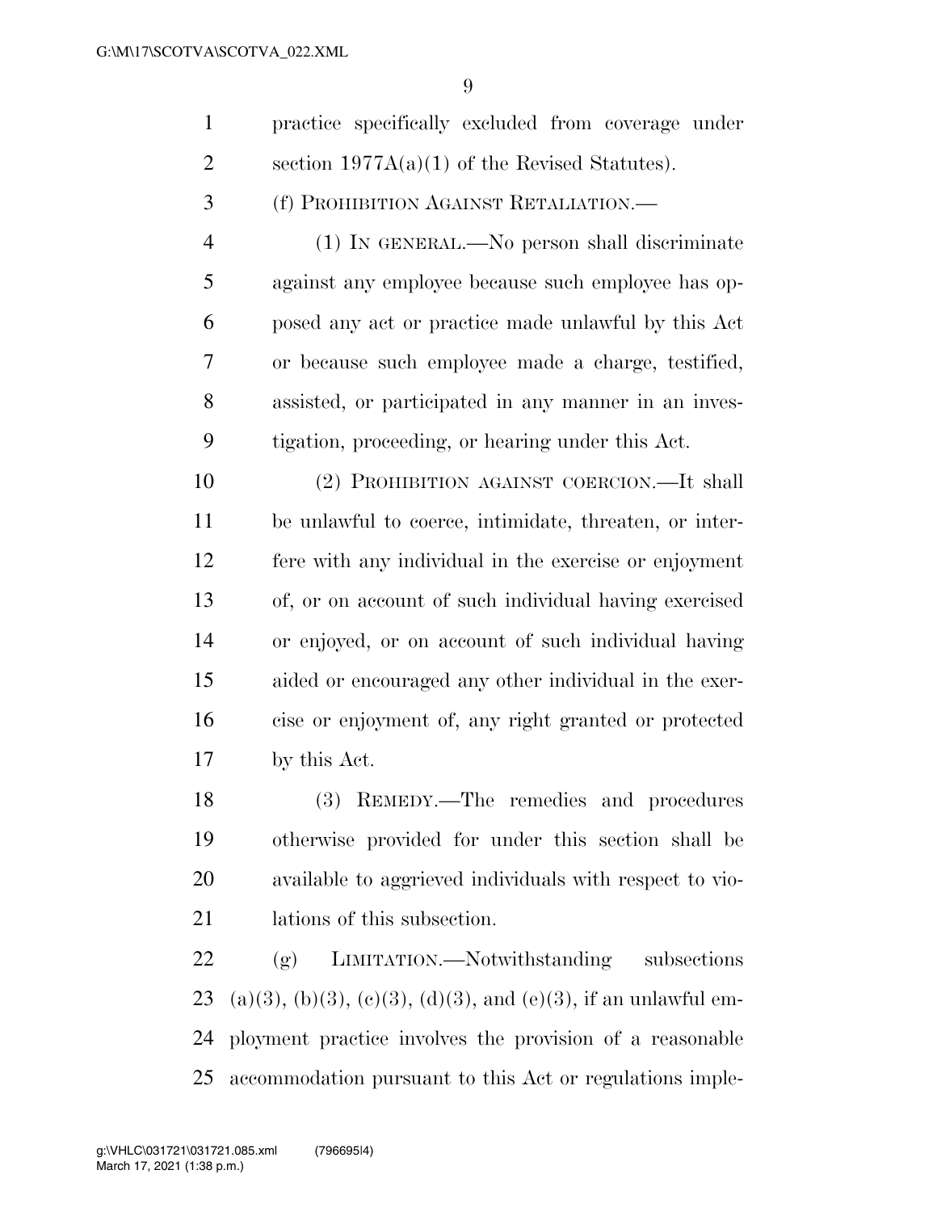practice specifically excluded from coverage under section 1977A(a)(1) of the Revised Statutes).

(f) PROHIBITION AGAINST RETALIATION.—

(1) IN GENERAL.—No person shall discriminate against any employee because such employee has opposed any act or practice made unlawful by this Act or because such employee made a charge, testified, assisted, or participated in any manner in an investigation, proceeding, or hearing under this Act.

(2) PROHIBITION AGAINST COERCION.—It shall be unlawful to coerce, intimidate, threaten, or interfere with any individual in the exercise or enjoyment of, or on account of such individual having exercised or enjoyed, or on account of such individual having aided or encouraged any other individual in the exercise or enjoyment of, any right granted or protected by this Act.

(3) REMEDY.—The remedies and procedures otherwise provided for under this section shall be available to aggrieved individuals with respect to violations of this subsection.

(g) LIMITATION.—Notwithstanding subsections (a)(3), (b)(3), (c)(3), (d)(3), and (e)(3), if an unlawful employment practice involves the provision of a reasonable accommodation pursuant to this Act or regulations imple-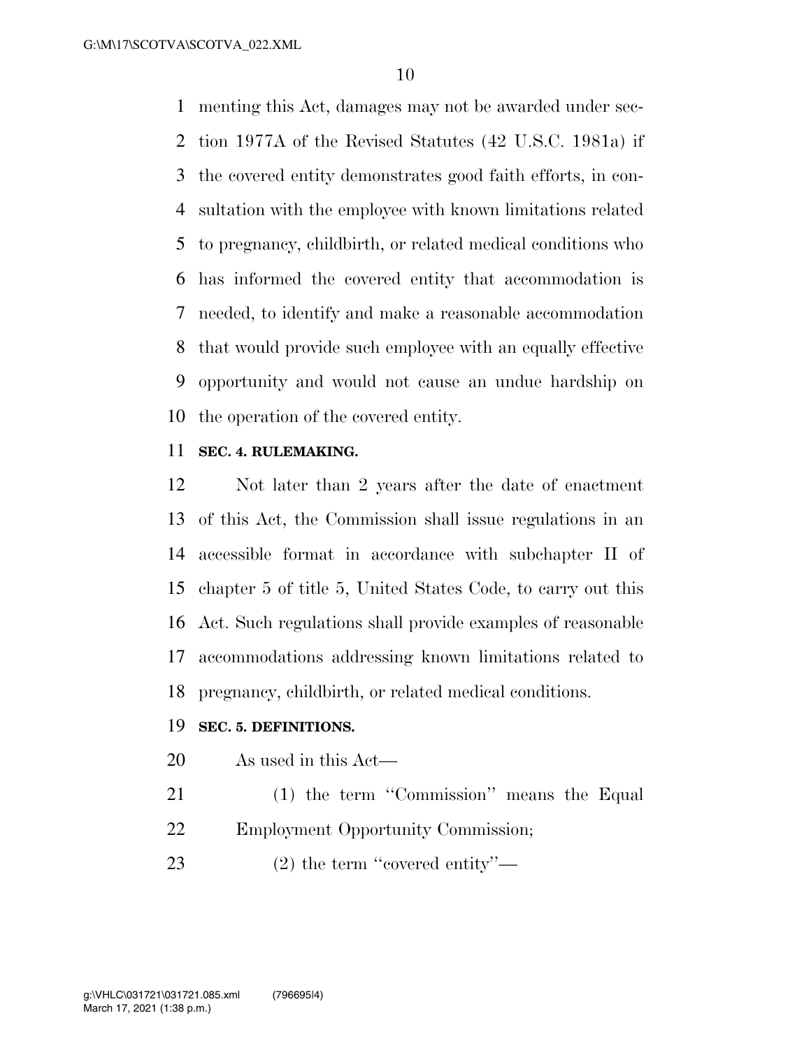menting this Act, damages may not be awarded under section 1977A of the Revised Statutes (42 U.S.C. 1981a) if the covered entity demonstrates good faith efforts, in consultation with the employee with known limitations related to pregnancy, childbirth, or related medical conditions who has informed the covered entity that accommodation is needed, to identify and make a reasonable accommodation that would provide such employee with an equally effective opportunity and would not cause an undue hardship on the operation of the covered entity.

**SEC. 4. RULEMAKING.**

Not later than 2 years after the date of enactment of this Act, the Commission shall issue regulations in an accessible format in accordance with subchapter II of chapter 5 of title 5, United States Code, to carry out this Act. Such regulations shall provide examples of reasonable accommodations addressing known limitations related to pregnancy, childbirth, or related medical conditions.

**SEC. 5. DEFINITIONS.**

As used in this Act—

(1) the term ''Commission'' means the Equal Employment Opportunity Commission;

(2) the term ''covered entity''—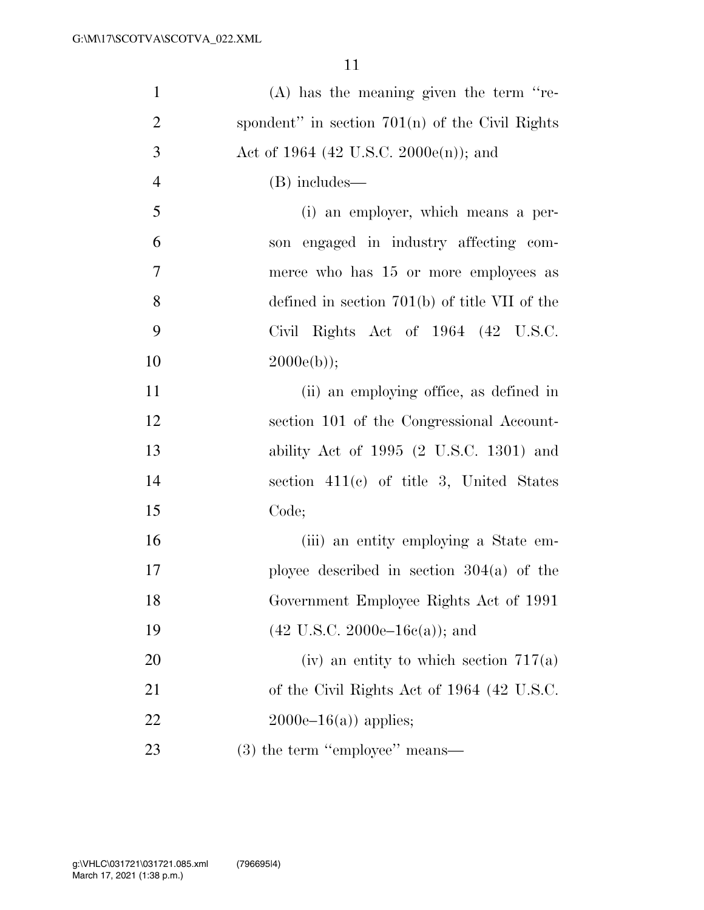(A) has the meaning given the term "respondent" in section 701(n) of the Civil Rights Act of 1964 (42 U.S.C. 2000e(n)); and

(B) includes—

(i) an employer, which means a person engaged in industry affecting commerce who has 15 or more employees as defined in section 701(b) of title VII of the Civil Rights Act of 1964 (42 U.S.C. 2000e(b));

(ii) an employing office, as defined in section 101 of the Congressional Accountability Act of 1995 (2 U.S.C. 1301) and section 411(c) of title 3, United States Code;

(iii) an entity employing a State employee described in section 304(a) of the Government Employee Rights Act of 1991 (42 U.S.C. 2000e–16c(a)); and

(iv) an entity to which section 717(a) of the Civil Rights Act of 1964 (42 U.S.C. 2000e–16(a)) applies;

(3) the term "employee" means—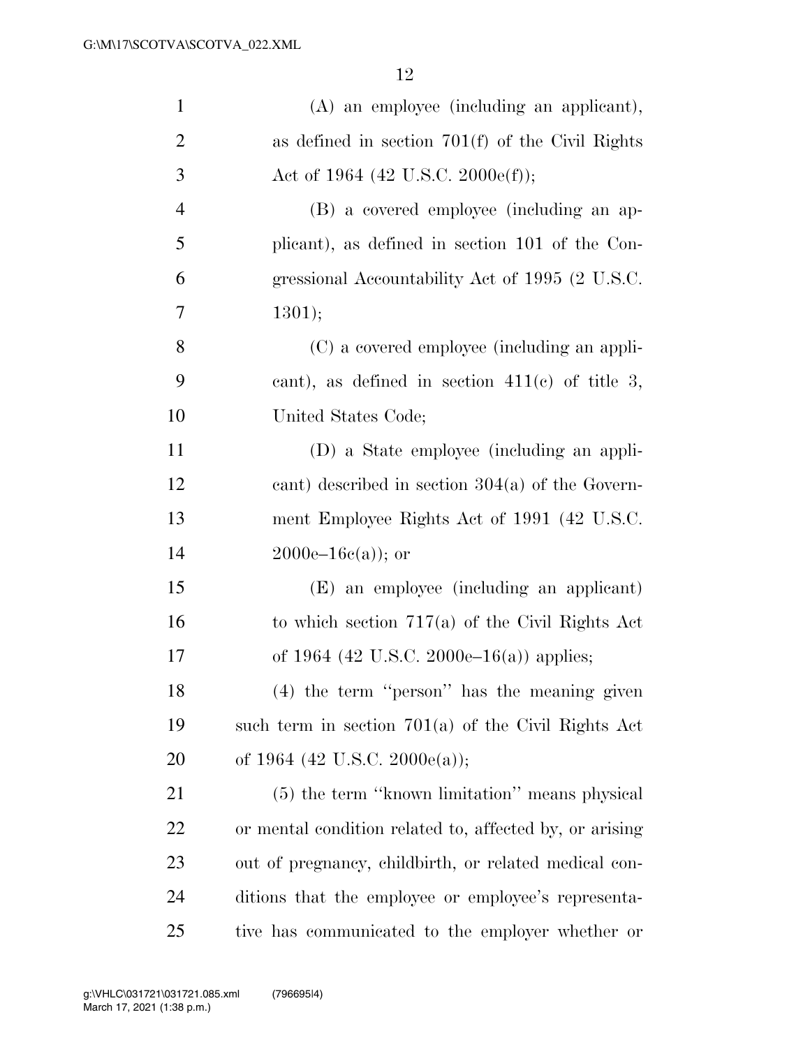(A) an employee (including an applicant), as defined in section 701(f) of the Civil Rights Act of 1964 (42 U.S.C. 2000e(f));

(B) a covered employee (including an applicant), as defined in section 101 of the Congressional Accountability Act of 1995 (2 U.S.C. 1301);

(C) a covered employee (including an applicant), as defined in section 411(c) of title 3, United States Code;

(D) a State employee (including an applicant) described in section 304(a) of the Government Employee Rights Act of 1991 (42 U.S.C. 2000e–16c(a)); or

(E) an employee (including an applicant) to which section 717(a) of the Civil Rights Act of 1964 (42 U.S.C. 2000e–16(a)) applies;

(4) the term ''person'' has the meaning given such term in section 701(a) of the Civil Rights Act of 1964 (42 U.S.C. 2000e(a));

(5) the term ''known limitation'' means physical or mental condition related to, affected by, or arising out of pregnancy, childbirth, or related medical conditions that the employee or employee's representative has communicated to the employer whether or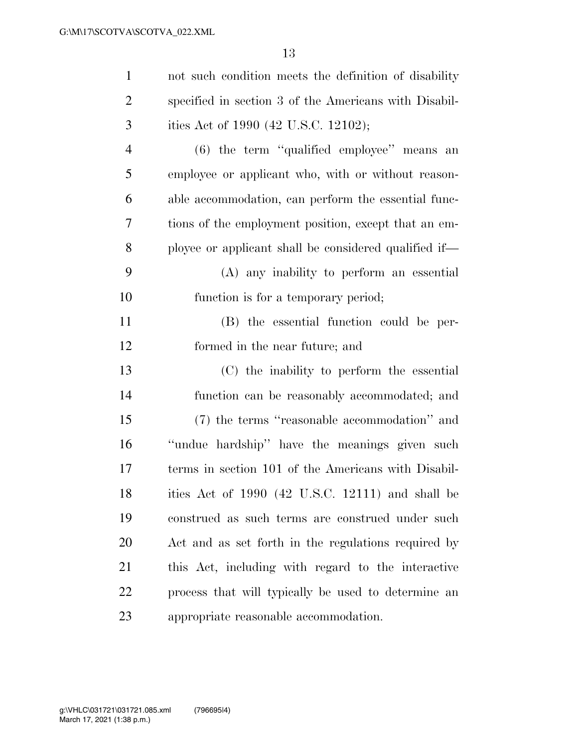not such condition meets the definition of disability specified in section 3 of the Americans with Disabilities Act of 1990 (42 U.S.C. 12102);

(6) the term ''qualified employee'' means an employee or applicant who, with or without reasonable accommodation, can perform the essential functions of the employment position, except that an employee or applicant shall be considered qualified if—

(A) any inability to perform an essential function is for a temporary period;

(B) the essential function could be performed in the near future; and

(C) the inability to perform the essential function can be reasonably accommodated; and

(7) the terms ''reasonable accommodation'' and ''undue hardship'' have the meanings given such terms in section 101 of the Americans with Disabilities Act of 1990 (42 U.S.C. 12111) and shall be construed as such terms are construed under such Act and as set forth in the regulations required by this Act, including with regard to the interactive process that will typically be used to determine an appropriate reasonable accommodation.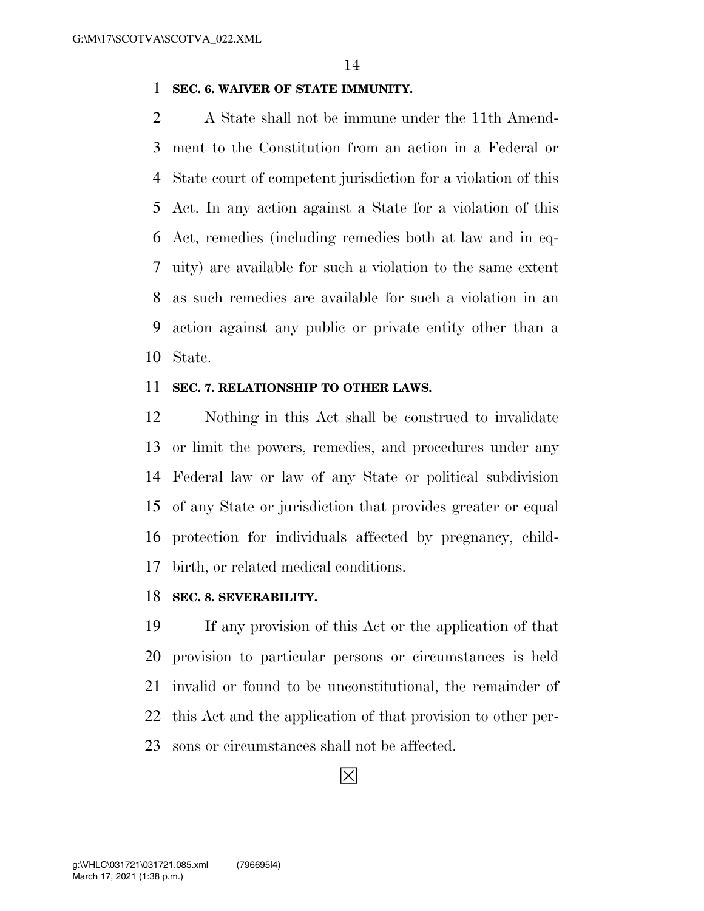**SEC. 6. WAIVER OF STATE IMMUNITY.**

A State shall not be immune under the 11th Amendment to the Constitution from an action in a Federal or State court of competent jurisdiction for a violation of this Act. In any action against a State for a violation of this Act, remedies (including remedies both at law and in equity) are available for such a violation to the same extent as such remedies are available for such a violation in an action against any public or private entity other than a State.

**SEC. 7. RELATIONSHIP TO OTHER LAWS.**

Nothing in this Act shall be construed to invalidate or limit the powers, remedies, and procedures under any Federal law or law of any State or political subdivision of any State or jurisdiction that provides greater or equal protection for individuals affected by pregnancy, childbirth, or related medical conditions.

**SEC. 8. SEVERABILITY.**

If any provision of this Act or the application of that provision to particular persons or circumstances is held invalid or found to be unconstitutional, the remainder of this Act and the application of that provision to other persons or circumstances shall not be affected.